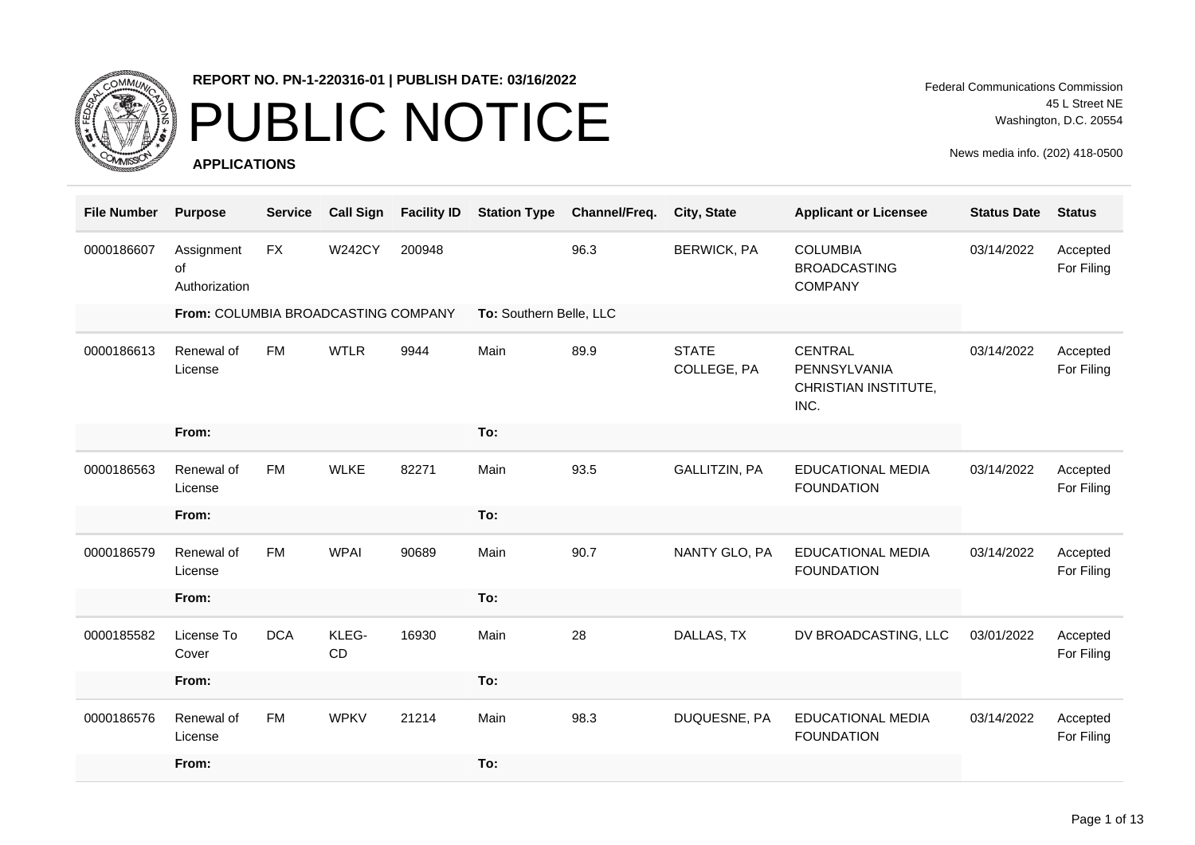**REPORT NO. PN-1-220316-01 | PUBLISH DATE: 03/16/2022**

# PUBLIC NOTICE

**APPLICATIONS**

Federal Communications Commission
45 L Street NE
Washington, D.C. 20554

News media info. (202) 418-0500

| File Number | Purpose | Service | Call Sign | Facility ID | Station Type | Channel/Freq. | City, State | Applicant or Licensee | Status Date | Status |
|---|---|---|---|---|---|---|---|---|---|---|
| 0000186607 | Assignment of Authorization | FX | W242CY | 200948 | | 96.3 | BERWICK, PA | COLUMBIA BROADCASTING COMPANY | 03/14/2022 | Accepted For Filing |
| | **From:** COLUMBIA BROADCASTING COMPANY | | | | **To:** Southern Belle, LLC | | | | | |
| 0000186613 | Renewal of License | FM | WTLR | 9944 | Main | 89.9 | STATE COLLEGE, PA | CENTRAL PENNSYLVANIA CHRISTIAN INSTITUTE, INC. | 03/14/2022 | Accepted For Filing |
| | **From:** | | | | **To:** | | | | | |
| 0000186563 | Renewal of License | FM | WLKE | 82271 | Main | 93.5 | GALLITZIN, PA | EDUCATIONAL MEDIA FOUNDATION | 03/14/2022 | Accepted For Filing |
| | **From:** | | | | **To:** | | | | | |
| 0000186579 | Renewal of License | FM | WPAI | 90689 | Main | 90.7 | NANTY GLO, PA | EDUCATIONAL MEDIA FOUNDATION | 03/14/2022 | Accepted For Filing |
| | **From:** | | | | **To:** | | | | | |
| 0000185582 | License To Cover | DCA | KLEG-CD | 16930 | Main | 28 | DALLAS, TX | DV BROADCASTING, LLC | 03/01/2022 | Accepted For Filing |
| | **From:** | | | | **To:** | | | | | |
| 0000186576 | Renewal of License | FM | WPKV | 21214 | Main | 98.3 | DUQUESNE, PA | EDUCATIONAL MEDIA FOUNDATION | 03/14/2022 | Accepted For Filing |
| | **From:** | | | | **To:** | | | | | |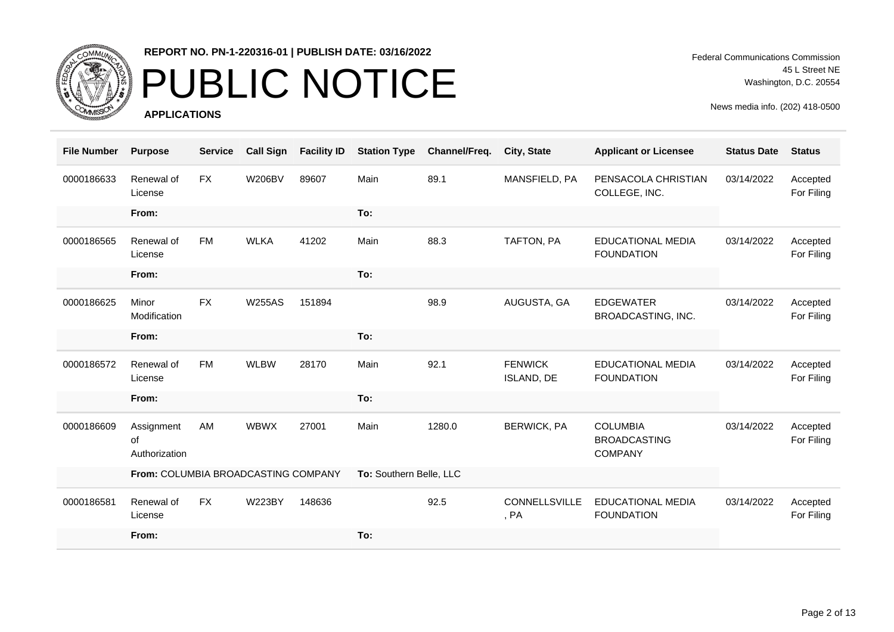REPORT NO. PN-1-220316-01 | PUBLISH DATE: 03/16/2022

# PUBLIC NOTICE

**APPLICATIONS**

Federal Communications Commission
45 L Street NE
Washington, D.C. 20554

News media info. (202) 418-0500

| File Number | Purpose | Service | Call Sign | Facility ID | Station Type | Channel/Freq. | City, State | Applicant or Licensee | Status Date | Status |
|---|---|---|---|---|---|---|---|---|---|---|
| 0000186633 | Renewal of License | FX | W206BV | 89607 | Main | 89.1 | MANSFIELD, PA | PENSACOLA CHRISTIAN COLLEGE, INC. | 03/14/2022 | Accepted For Filing |
| | From: | | | | To: | | | | | |
| 0000186565 | Renewal of License | FM | WLKA | 41202 | Main | 88.3 | TAFTON, PA | EDUCATIONAL MEDIA FOUNDATION | 03/14/2022 | Accepted For Filing |
| | From: | | | | To: | | | | | |
| 0000186625 | Minor Modification | FX | W255AS | 151894 | | 98.9 | AUGUSTA, GA | EDGEWATER BROADCASTING, INC. | 03/14/2022 | Accepted For Filing |
| | From: | | | | To: | | | | | |
| 0000186572 | Renewal of License | FM | WLBW | 28170 | Main | 92.1 | FENWICK ISLAND, DE | EDUCATIONAL MEDIA FOUNDATION | 03/14/2022 | Accepted For Filing |
| | From: | | | | To: | | | | | |
| 0000186609 | Assignment of Authorization | AM | WBWX | 27001 | Main | 1280.0 | BERWICK, PA | COLUMBIA BROADCASTING COMPANY | 03/14/2022 | Accepted For Filing |
| | From: COLUMBIA BROADCASTING COMPANY | | | | To: Southern Belle, LLC | | | | | |
| 0000186581 | Renewal of License | FX | W223BY | 148636 | | 92.5 | CONNELLSVILLE, PA | EDUCATIONAL MEDIA FOUNDATION | 03/14/2022 | Accepted For Filing |
| | From: | | | | To: | | | | | |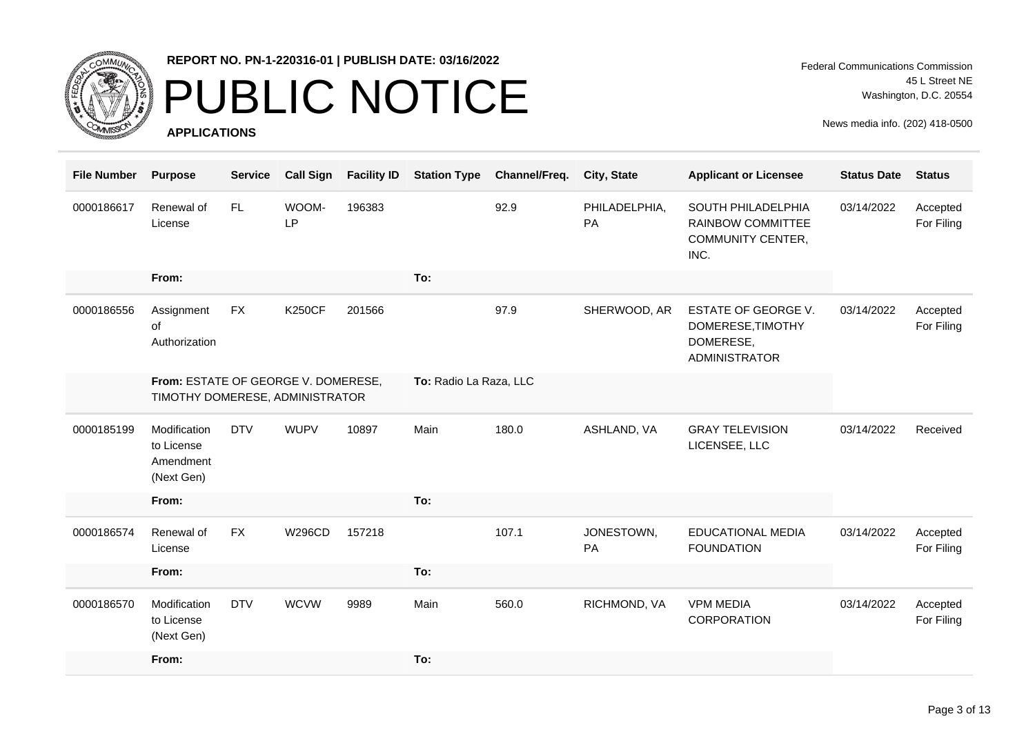**REPORT NO. PN-1-220316-01 | PUBLISH DATE: 03/16/2022**

# PUBLIC NOTICE

**APPLICATIONS**

Federal Communications Commission
45 L Street NE
Washington, D.C. 20554

News media info. (202) 418-0500

| File Number | Purpose | Service | Call Sign | Facility ID | Station Type | Channel/Freq. | City, State | Applicant or Licensee | Status Date | Status |
|---|---|---|---|---|---|---|---|---|---|---|
| 0000186617 | Renewal of License | FL | WOOM-LP | 196383 | | 92.9 | PHILADELPHIA, PA | SOUTH PHILADELPHIA RAINBOW COMMITTEE COMMUNITY CENTER, INC. | 03/14/2022 | Accepted For Filing |
| | **From:** | | | | **To:** | | | | | |
| 0000186556 | Assignment of Authorization | FX | K250CF | 201566 | | 97.9 | SHERWOOD, AR | ESTATE OF GEORGE V. DOMERESE,TIMOTHY DOMERESE, ADMINISTRATOR | 03/14/2022 | Accepted For Filing |
| | **From:** ESTATE OF GEORGE V. DOMERESE, TIMOTHY DOMERESE, ADMINISTRATOR | | | | **To:** Radio La Raza, LLC | | | | | |
| 0000185199 | Modification to License Amendment (Next Gen) | DTV | WUPV | 10897 | Main | 180.0 | ASHLAND, VA | GRAY TELEVISION LICENSEE, LLC | 03/14/2022 | Received |
| | **From:** | | | | **To:** | | | | | |
| 0000186574 | Renewal of License | FX | W296CD | 157218 | | 107.1 | JONESTOWN, PA | EDUCATIONAL MEDIA FOUNDATION | 03/14/2022 | Accepted For Filing |
| | **From:** | | | | **To:** | | | | | |
| 0000186570 | Modification to License (Next Gen) | DTV | WCVW | 9989 | Main | 560.0 | RICHMOND, VA | VPM MEDIA CORPORATION | 03/14/2022 | Accepted For Filing |
| | **From:** | | | | **To:** | | | | | |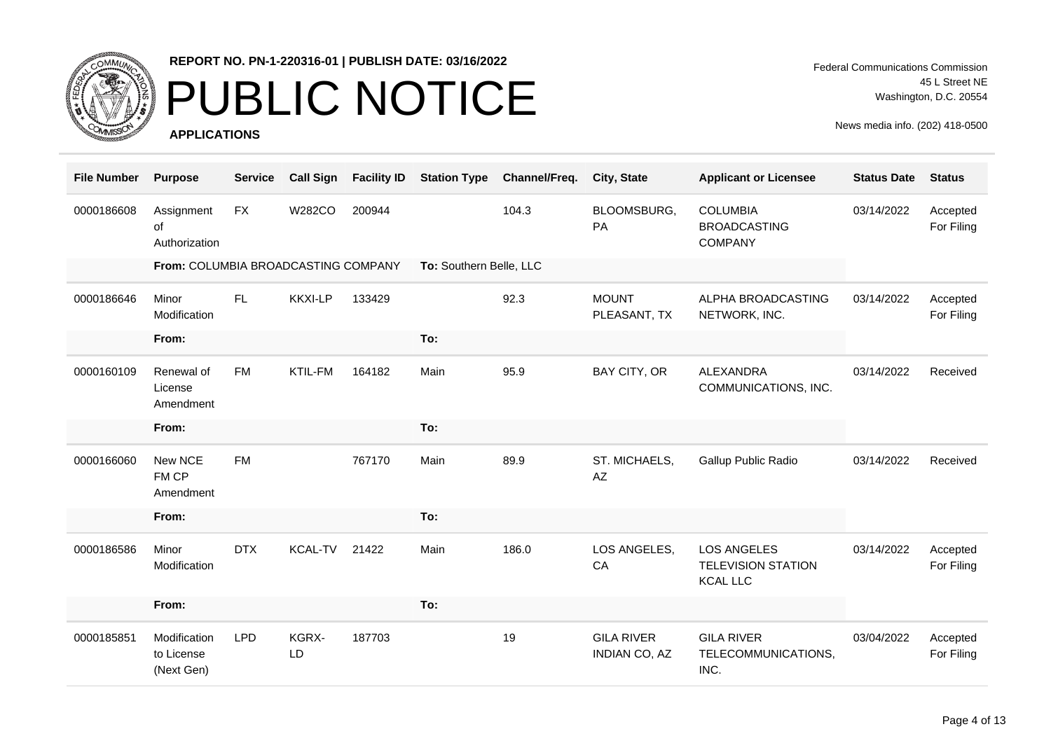**REPORT NO. PN-1-220316-01 | PUBLISH DATE: 03/16/2022**

# PUBLIC NOTICE

**APPLICATIONS**

Federal Communications Commission
45 L Street NE
Washington, D.C. 20554

News media info. (202) 418-0500

| File Number | Purpose | Service | Call Sign | Facility ID | Station Type | Channel/Freq. | City, State | Applicant or Licensee | Status Date | Status |
|---|---|---|---|---|---|---|---|---|---|---|
| 0000186608 | Assignment of Authorization | FX | W282CO | 200944 | | 104.3 | BLOOMSBURG, PA | COLUMBIA BROADCASTING COMPANY | 03/14/2022 | Accepted For Filing |
| | **From:** COLUMBIA BROADCASTING COMPANY | | | | **To:** Southern Belle, LLC | | | | | |
| 0000186646 | Minor Modification | FL | KKXI-LP | 133429 | | 92.3 | MOUNT PLEASANT, TX | ALPHA BROADCASTING NETWORK, INC. | 03/14/2022 | Accepted For Filing |
| | **From:** | | | | **To:** | | | | | |
| 0000160109 | Renewal of License Amendment | FM | KTIL-FM | 164182 | Main | 95.9 | BAY CITY, OR | ALEXANDRA COMMUNICATIONS, INC. | 03/14/2022 | Received |
| | **From:** | | | | **To:** | | | | | |
| 0000166060 | New NCE FM CP Amendment | FM | | 767170 | Main | 89.9 | ST. MICHAELS, AZ | Gallup Public Radio | 03/14/2022 | Received |
| | **From:** | | | | **To:** | | | | | |
| 0000186586 | Minor Modification | DTX | KCAL-TV | 21422 | Main | 186.0 | LOS ANGELES, CA | LOS ANGELES TELEVISION STATION KCAL LLC | 03/14/2022 | Accepted For Filing |
| | **From:** | | | | **To:** | | | | | |
| 0000185851 | Modification to License (Next Gen) | LPD | KGRX-LD | 187703 | | 19 | GILA RIVER INDIAN CO, AZ | GILA RIVER TELECOMMUNICATIONS, INC. | 03/04/2022 | Accepted For Filing |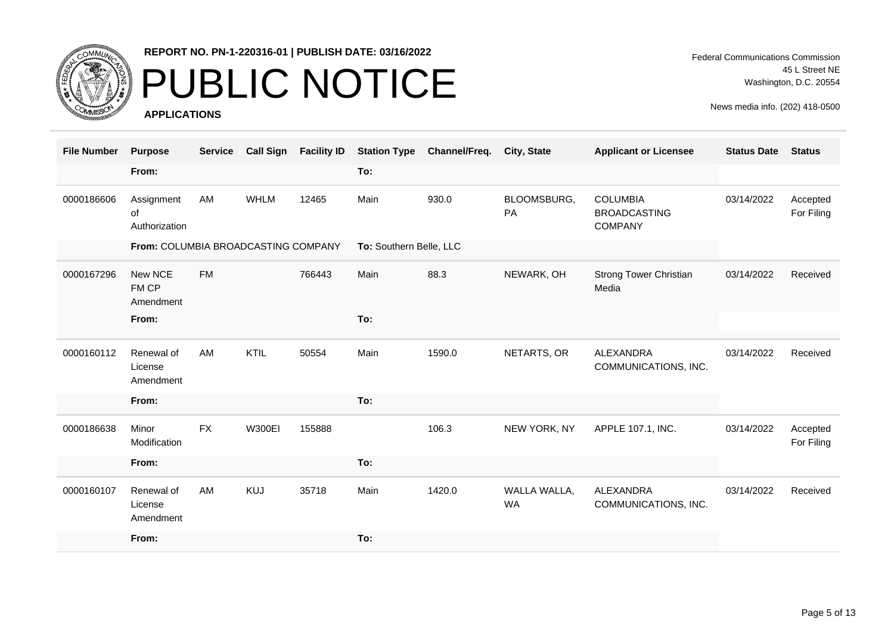**REPORT NO. PN-1-220316-01 | PUBLISH DATE: 03/16/2022**

# PUBLIC NOTICE

**APPLICATIONS**

Federal Communications Commission
45 L Street NE
Washington, D.C. 20554

News media info. (202) 418-0500

| File Number | Purpose | Service | Call Sign | Facility ID | Station Type | Channel/Freq. | City, State | Applicant or Licensee | Status Date | Status |
|---|---|---|---|---|---|---|---|---|---|---|
| | **From:** | | | | **To:** | | | | | |
| 0000186606 | Assignment of Authorization | AM | WHLM | 12465 | Main | 930.0 | BLOOMSBURG, PA | COLUMBIA BROADCASTING COMPANY | 03/14/2022 | Accepted For Filing |
| | **From:** COLUMBIA BROADCASTING COMPANY | | | | **To:** Southern Belle, LLC | | | | | |
| 0000167296 | New NCE FM CP Amendment | FM | | 766443 | Main | 88.3 | NEWARK, OH | Strong Tower Christian Media | 03/14/2022 | Received |
| | **From:** | | | | **To:** | | | | | |
| 0000160112 | Renewal of License Amendment | AM | KTIL | 50554 | Main | 1590.0 | NETARTS, OR | ALEXANDRA COMMUNICATIONS, INC. | 03/14/2022 | Received |
| | **From:** | | | | **To:** | | | | | |
| 0000186638 | Minor Modification | FX | W300EI | 155888 | | 106.3 | NEW YORK, NY | APPLE 107.1, INC. | 03/14/2022 | Accepted For Filing |
| | **From:** | | | | **To:** | | | | | |
| 0000160107 | Renewal of License Amendment | AM | KUJ | 35718 | Main | 1420.0 | WALLA WALLA, WA | ALEXANDRA COMMUNICATIONS, INC. | 03/14/2022 | Received |
| | **From:** | | | | **To:** | | | | | |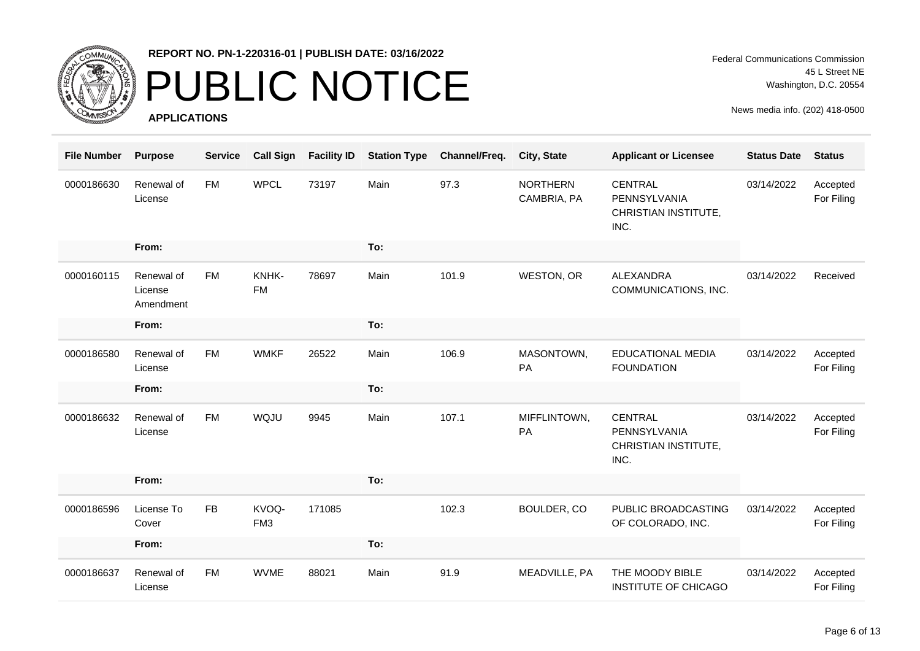**REPORT NO. PN-1-220316-01 | PUBLISH DATE: 03/16/2022**

# PUBLIC NOTICE

**APPLICATIONS**

Federal Communications Commission
45 L Street NE
Washington, D.C. 20554

News media info. (202) 418-0500

| File Number | Purpose | Service | Call Sign | Facility ID | Station Type | Channel/Freq. | City, State | Applicant or Licensee | Status Date | Status |
|---|---|---|---|---|---|---|---|---|---|---|
| 0000186630 | Renewal of License | FM | WPCL | 73197 | Main | 97.3 | NORTHERN CAMBRIA, PA | CENTRAL PENNSYLVANIA CHRISTIAN INSTITUTE, INC. | 03/14/2022 | Accepted For Filing |
| | **From:** | | | | **To:** | | | | | |
| 0000160115 | Renewal of License Amendment | FM | KNHK-FM | 78697 | Main | 101.9 | WESTON, OR | ALEXANDRA COMMUNICATIONS, INC. | 03/14/2022 | Received |
| | **From:** | | | | **To:** | | | | | |
| 0000186580 | Renewal of License | FM | WMKF | 26522 | Main | 106.9 | MASONTOWN, PA | EDUCATIONAL MEDIA FOUNDATION | 03/14/2022 | Accepted For Filing |
| | **From:** | | | | **To:** | | | | | |
| 0000186632 | Renewal of License | FM | WQJU | 9945 | Main | 107.1 | MIFFLINTOWN, PA | CENTRAL PENNSYLVANIA CHRISTIAN INSTITUTE, INC. | 03/14/2022 | Accepted For Filing |
| | **From:** | | | | **To:** | | | | | |
| 0000186596 | License To Cover | FB | KVOQ-FM3 | 171085 | | 102.3 | BOULDER, CO | PUBLIC BROADCASTING OF COLORADO, INC. | 03/14/2022 | Accepted For Filing |
| | **From:** | | | | **To:** | | | | | |
| 0000186637 | Renewal of License | FM | WVME | 88021 | Main | 91.9 | MEADVILLE, PA | THE MOODY BIBLE INSTITUTE OF CHICAGO | 03/14/2022 | Accepted For Filing |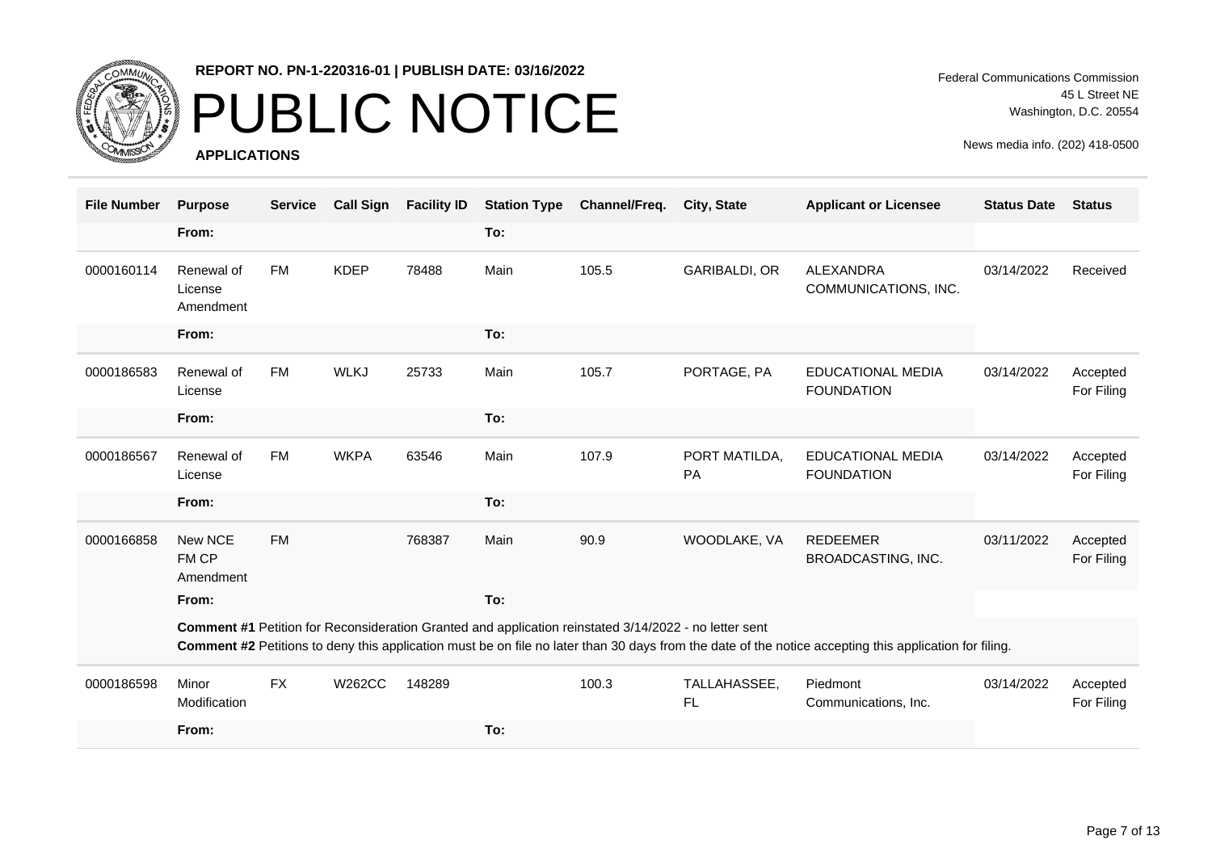REPORT NO. PN-1-220316-01 | PUBLISH DATE: 03/16/2022

# PUBLIC NOTICE

Federal Communications Commission
45 L Street NE
Washington, D.C. 20554

News media info. (202) 418-0500

**APPLICATIONS**

| File Number | Purpose | Service | Call Sign | Facility ID | Station Type | Channel/Freq. | City, State | Applicant or Licensee | Status Date | Status |
|---|---|---|---|---|---|---|---|---|---|---|
| | **From:** | | | | **To:** | | | | | |
| 0000160114 | Renewal of License Amendment | FM | KDEP | 78488 | Main | 105.5 | GARIBALDI, OR | ALEXANDRA COMMUNICATIONS, INC. | 03/14/2022 | Received |
| | **From:** | | | | **To:** | | | | | |
| 0000186583 | Renewal of License | FM | WLKJ | 25733 | Main | 105.7 | PORTAGE, PA | EDUCATIONAL MEDIA FOUNDATION | 03/14/2022 | Accepted For Filing |
| | **From:** | | | | **To:** | | | | | |
| 0000186567 | Renewal of License | FM | WKPA | 63546 | Main | 107.9 | PORT MATILDA, PA | EDUCATIONAL MEDIA FOUNDATION | 03/14/2022 | Accepted For Filing |
| | **From:** | | | | **To:** | | | | | |
| 0000166858 | New NCE FM CP Amendment | FM | | 768387 | Main | 90.9 | WOODLAKE, VA | REDEEMER BROADCASTING, INC. | 03/11/2022 | Accepted For Filing |
| | **From:** | | | | **To:** | | | | | |
| | **Comment #1** Petition for Reconsideration Granted and application reinstated 3/14/2022 - no letter sent<br>**Comment #2** Petitions to deny this application must be on file no later than 30 days from the date of the notice accepting this application for filing. | | | | | | | | | |
| 0000186598 | Minor Modification | FX | W262CC | 148289 | | 100.3 | TALLAHASSEE, FL | Piedmont Communications, Inc. | 03/14/2022 | Accepted For Filing |
| | **From:** | | | | **To:** | | | | | |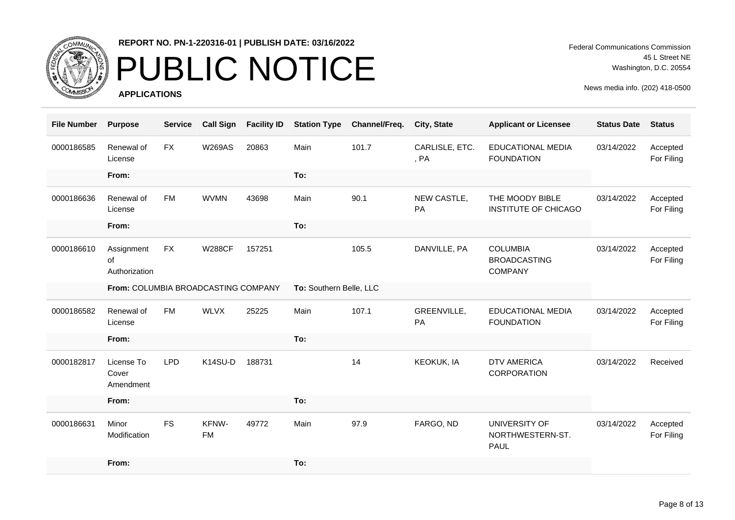**REPORT NO. PN-1-220316-01 | PUBLISH DATE: 03/16/2022**

# PUBLIC NOTICE

**APPLICATIONS**

Federal Communications Commission
45 L Street NE
Washington, D.C. 20554

News media info. (202) 418-0500

| File Number | Purpose | Service | Call Sign | Facility ID | Station Type | Channel/Freq. | City, State | Applicant or Licensee | Status Date | Status |
|---|---|---|---|---|---|---|---|---|---|---|
| 0000186585 | Renewal of License | FX | W269AS | 20863 | Main | 101.7 | CARLISLE, ETC. , PA | EDUCATIONAL MEDIA FOUNDATION | 03/14/2022 | Accepted For Filing |
| | **From:** | | | | **To:** | | | | | |
| 0000186636 | Renewal of License | FM | WVMN | 43698 | Main | 90.1 | NEW CASTLE, PA | THE MOODY BIBLE INSTITUTE OF CHICAGO | 03/14/2022 | Accepted For Filing |
| | **From:** | | | | **To:** | | | | | |
| 0000186610 | Assignment of Authorization | FX | W288CF | 157251 | | 105.5 | DANVILLE, PA | COLUMBIA BROADCASTING COMPANY | 03/14/2022 | Accepted For Filing |
| | **From:** COLUMBIA BROADCASTING COMPANY | | | | **To:** Southern Belle, LLC | | | | | |
| 0000186582 | Renewal of License | FM | WLVX | 25225 | Main | 107.1 | GREENVILLE, PA | EDUCATIONAL MEDIA FOUNDATION | 03/14/2022 | Accepted For Filing |
| | **From:** | | | | **To:** | | | | | |
| 0000182817 | License To Cover Amendment | LPD | K14SU-D | 188731 | | 14 | KEOKUK, IA | DTV AMERICA CORPORATION | 03/14/2022 | Received |
| | **From:** | | | | **To:** | | | | | |
| 0000186631 | Minor Modification | FS | KFNW-FM | 49772 | Main | 97.9 | FARGO, ND | UNIVERSITY OF NORTHWESTERN-ST. PAUL | 03/14/2022 | Accepted For Filing |
| | **From:** | | | | **To:** | | | | | |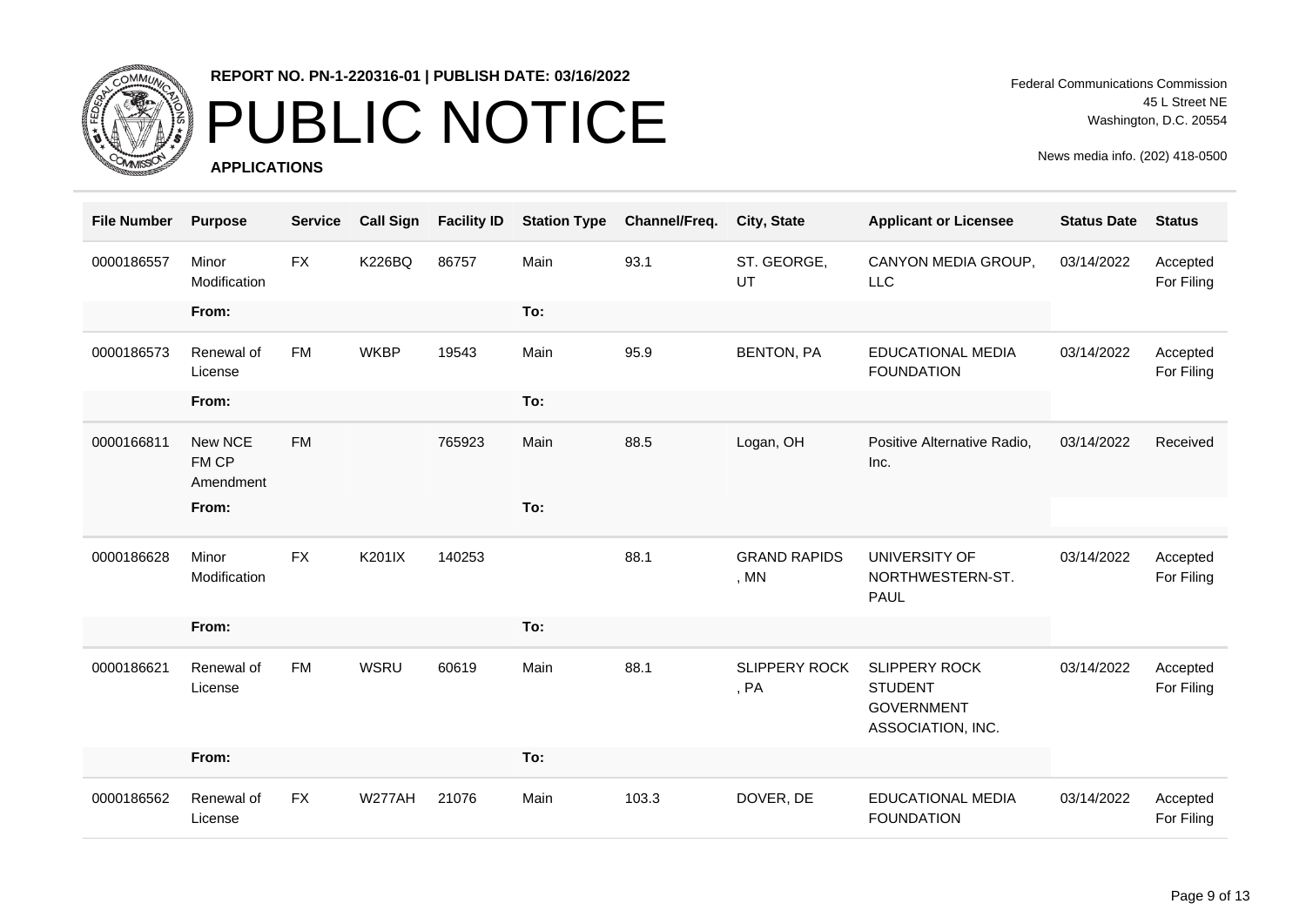REPORT NO. PN-1-220316-01 | PUBLISH DATE: 03/16/2022

# PUBLIC NOTICE

**APPLICATIONS**

Federal Communications Commission
45 L Street NE
Washington, D.C. 20554

News media info. (202) 418-0500

| File Number | Purpose | Service | Call Sign | Facility ID | Station Type | Channel/Freq. | City, State | Applicant or Licensee | Status Date | Status |
|---|---|---|---|---|---|---|---|---|---|---|
| 0000186557 | Minor Modification | FX | K226BQ | 86757 | Main | 93.1 | ST. GEORGE, UT | CANYON MEDIA GROUP, LLC | 03/14/2022 | Accepted For Filing |
| | From: | | | | To: | | | | | |
| 0000186573 | Renewal of License | FM | WKBP | 19543 | Main | 95.9 | BENTON, PA | EDUCATIONAL MEDIA FOUNDATION | 03/14/2022 | Accepted For Filing |
| | From: | | | | To: | | | | | |
| 0000166811 | New NCE FM CP Amendment | FM | | 765923 | Main | 88.5 | Logan, OH | Positive Alternative Radio, Inc. | 03/14/2022 | Received |
| | From: | | | | To: | | | | | |
| 0000186628 | Minor Modification | FX | K201IX | 140253 | | 88.1 | GRAND RAPIDS, MN | UNIVERSITY OF NORTHWESTERN-ST. PAUL | 03/14/2022 | Accepted For Filing |
| | From: | | | | To: | | | | | |
| 0000186621 | Renewal of License | FM | WSRU | 60619 | Main | 88.1 | SLIPPERY ROCK, PA | SLIPPERY ROCK STUDENT GOVERNMENT ASSOCIATION, INC. | 03/14/2022 | Accepted For Filing |
| | From: | | | | To: | | | | | |
| 0000186562 | Renewal of License | FX | W277AH | 21076 | Main | 103.3 | DOVER, DE | EDUCATIONAL MEDIA FOUNDATION | 03/14/2022 | Accepted For Filing |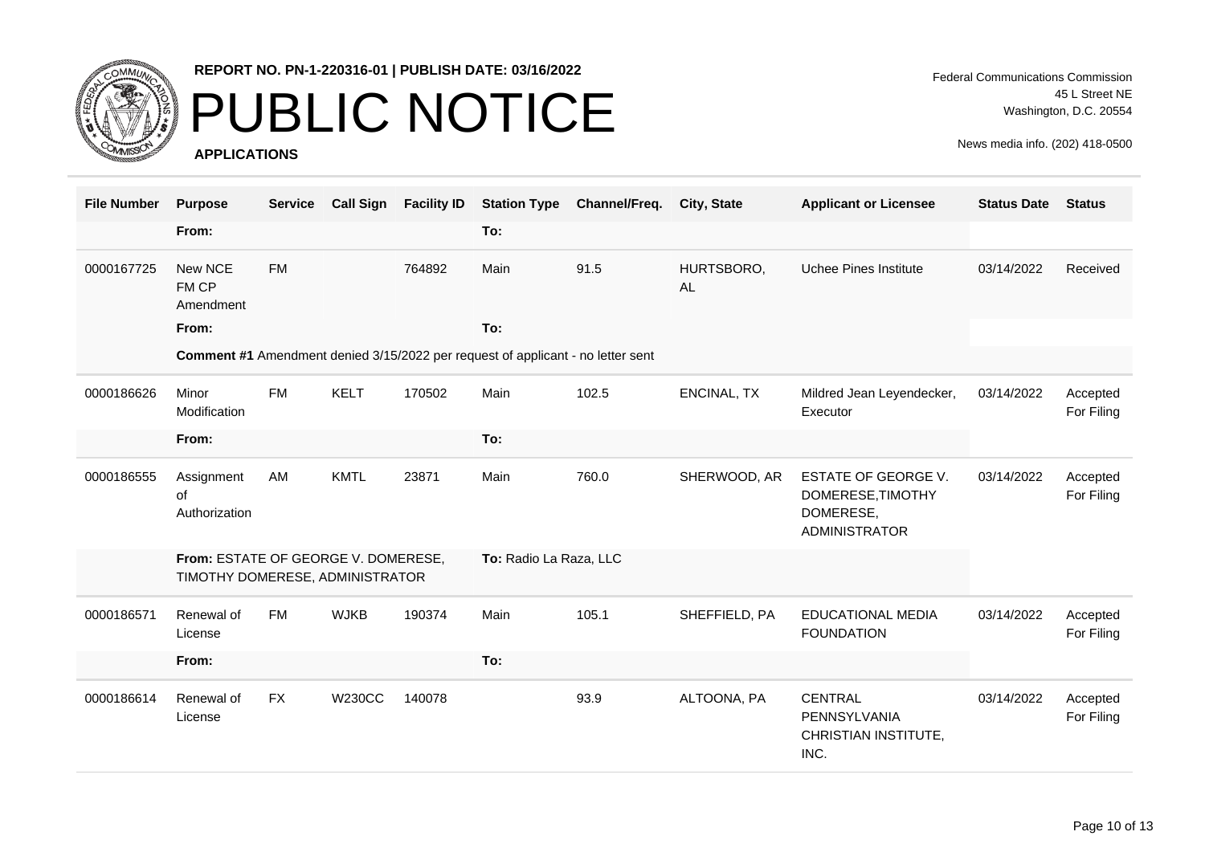**REPORT NO. PN-1-220316-01 | PUBLISH DATE: 03/16/2022**

# PUBLIC NOTICE

**APPLICATIONS**

Federal Communications Commission
45 L Street NE
Washington, D.C. 20554

News media info. (202) 418-0500

| File Number | Purpose | Service | Call Sign | Facility ID | Station Type | Channel/Freq. | City, State | Applicant or Licensee | Status Date | Status |
|---|---|---|---|---|---|---|---|---|---|---|
| | From: | | | | To: | | | | | |
| 0000167725 | New NCE FM CP Amendment | FM | | 764892 | Main | 91.5 | HURTSBORO, AL | Uchee Pines Institute | 03/14/2022 | Received |
| | From: | | | | To: | | | | | |
| | **Comment #1** Amendment denied 3/15/2022 per request of applicant - no letter sent | | | | | | | | | |
| 0000186626 | Minor Modification | FM | KELT | 170502 | Main | 102.5 | ENCINAL, TX | Mildred Jean Leyendecker, Executor | 03/14/2022 | Accepted For Filing |
| | From: | | | | To: | | | | | |
| 0000186555 | Assignment of Authorization | AM | KMTL | 23871 | Main | 760.0 | SHERWOOD, AR | ESTATE OF GEORGE V. DOMERESE,TIMOTHY DOMERESE, ADMINISTRATOR | 03/14/2022 | Accepted For Filing |
| | From: ESTATE OF GEORGE V. DOMERESE, TIMOTHY DOMERESE, ADMINISTRATOR | | | | To: Radio La Raza, LLC | | | | | |
| 0000186571 | Renewal of License | FM | WJKB | 190374 | Main | 105.1 | SHEFFIELD, PA | EDUCATIONAL MEDIA FOUNDATION | 03/14/2022 | Accepted For Filing |
| | From: | | | | To: | | | | | |
| 0000186614 | Renewal of License | FX | W230CC | 140078 | | 93.9 | ALTOONA, PA | CENTRAL PENNSYLVANIA CHRISTIAN INSTITUTE, INC. | 03/14/2022 | Accepted For Filing |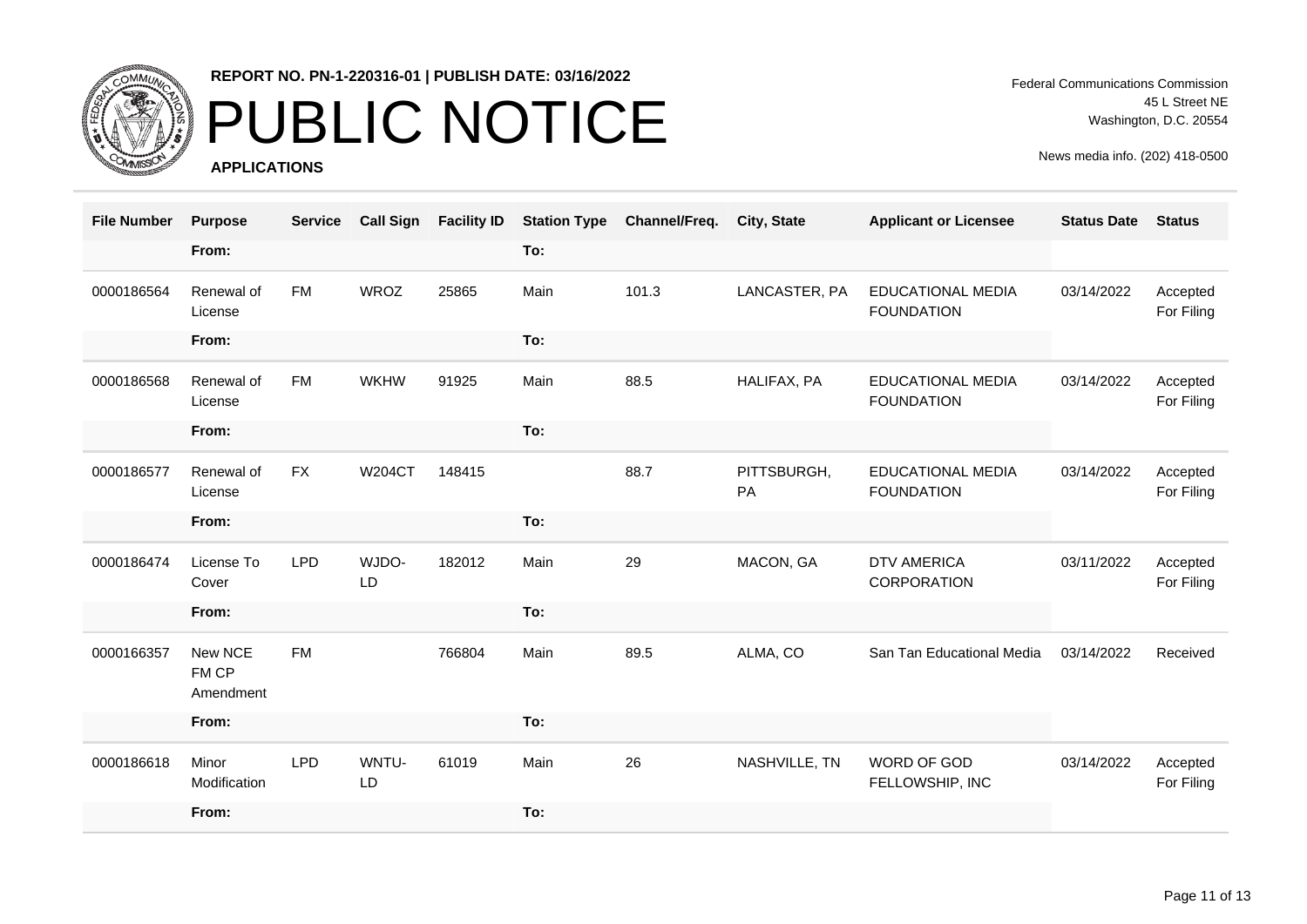REPORT NO. PN-1-220316-01 | PUBLISH DATE: 03/16/2022

# PUBLIC NOTICE

**APPLICATIONS**

Federal Communications Commission
45 L Street NE
Washington, D.C. 20554

News media info. (202) 418-0500

| File Number | Purpose | Service | Call Sign | Facility ID | Station Type | Channel/Freq. | City, State | Applicant or Licensee | Status Date | Status |
|---|---|---|---|---|---|---|---|---|---|---|
| | From: | | | | To: | | | | | |
| 0000186564 | Renewal of License | FM | WROZ | 25865 | Main | 101.3 | LANCASTER, PA | EDUCATIONAL MEDIA FOUNDATION | 03/14/2022 | Accepted For Filing |
| | From: | | | | To: | | | | | |
| 0000186568 | Renewal of License | FM | WKHW | 91925 | Main | 88.5 | HALIFAX, PA | EDUCATIONAL MEDIA FOUNDATION | 03/14/2022 | Accepted For Filing |
| | From: | | | | To: | | | | | |
| 0000186577 | Renewal of License | FX | W204CT | 148415 | | 88.7 | PITTSBURGH, PA | EDUCATIONAL MEDIA FOUNDATION | 03/14/2022 | Accepted For Filing |
| | From: | | | | To: | | | | | |
| 0000186474 | License To Cover | LPD | WJDO-LD | 182012 | Main | 29 | MACON, GA | DTV AMERICA CORPORATION | 03/11/2022 | Accepted For Filing |
| | From: | | | | To: | | | | | |
| 0000166357 | New NCE FM CP Amendment | FM | | 766804 | Main | 89.5 | ALMA, CO | San Tan Educational Media | 03/14/2022 | Received |
| | From: | | | | To: | | | | | |
| 0000186618 | Minor Modification | LPD | WNTU-LD | 61019 | Main | 26 | NASHVILLE, TN | WORD OF GOD FELLOWSHIP, INC | 03/14/2022 | Accepted For Filing |
| | From: | | | | To: | | | | | |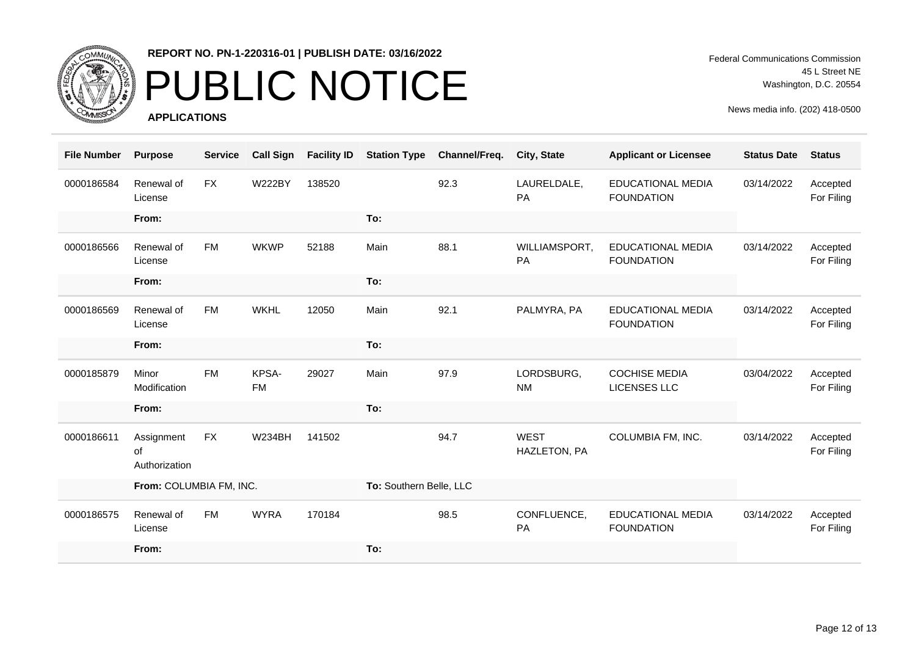**REPORT NO. PN-1-220316-01 | PUBLISH DATE: 03/16/2022**

# PUBLIC NOTICE

**APPLICATIONS**

Federal Communications Commission
45 L Street NE
Washington, D.C. 20554

News media info. (202) 418-0500

| File Number | Purpose | Service | Call Sign | Facility ID | Station Type | Channel/Freq. | City, State | Applicant or Licensee | Status Date | Status |
|---|---|---|---|---|---|---|---|---|---|---|
| 0000186584 | Renewal of License | FX | W222BY | 138520 | | 92.3 | LAURELDALE, PA | EDUCATIONAL MEDIA FOUNDATION | 03/14/2022 | Accepted For Filing |
| | **From:** | | | | **To:** | | | | | |
| 0000186566 | Renewal of License | FM | WKWP | 52188 | Main | 88.1 | WILLIAMSPORT, PA | EDUCATIONAL MEDIA FOUNDATION | 03/14/2022 | Accepted For Filing |
| | **From:** | | | | **To:** | | | | | |
| 0000186569 | Renewal of License | FM | WKHL | 12050 | Main | 92.1 | PALMYRA, PA | EDUCATIONAL MEDIA FOUNDATION | 03/14/2022 | Accepted For Filing |
| | **From:** | | | | **To:** | | | | | |
| 0000185879 | Minor Modification | FM | KPSA-FM | 29027 | Main | 97.9 | LORDSBURG, NM | COCHISE MEDIA LICENSES LLC | 03/04/2022 | Accepted For Filing |
| | **From:** | | | | **To:** | | | | | |
| 0000186611 | Assignment of Authorization | FX | W234BH | 141502 | | 94.7 | WEST HAZLETON, PA | COLUMBIA FM, INC. | 03/14/2022 | Accepted For Filing |
| | **From:** COLUMBIA FM, INC. | | | | **To:** Southern Belle, LLC | | | | | |
| 0000186575 | Renewal of License | FM | WYRA | 170184 | | 98.5 | CONFLUENCE, PA | EDUCATIONAL MEDIA FOUNDATION | 03/14/2022 | Accepted For Filing |
| | **From:** | | | | **To:** | | | | | |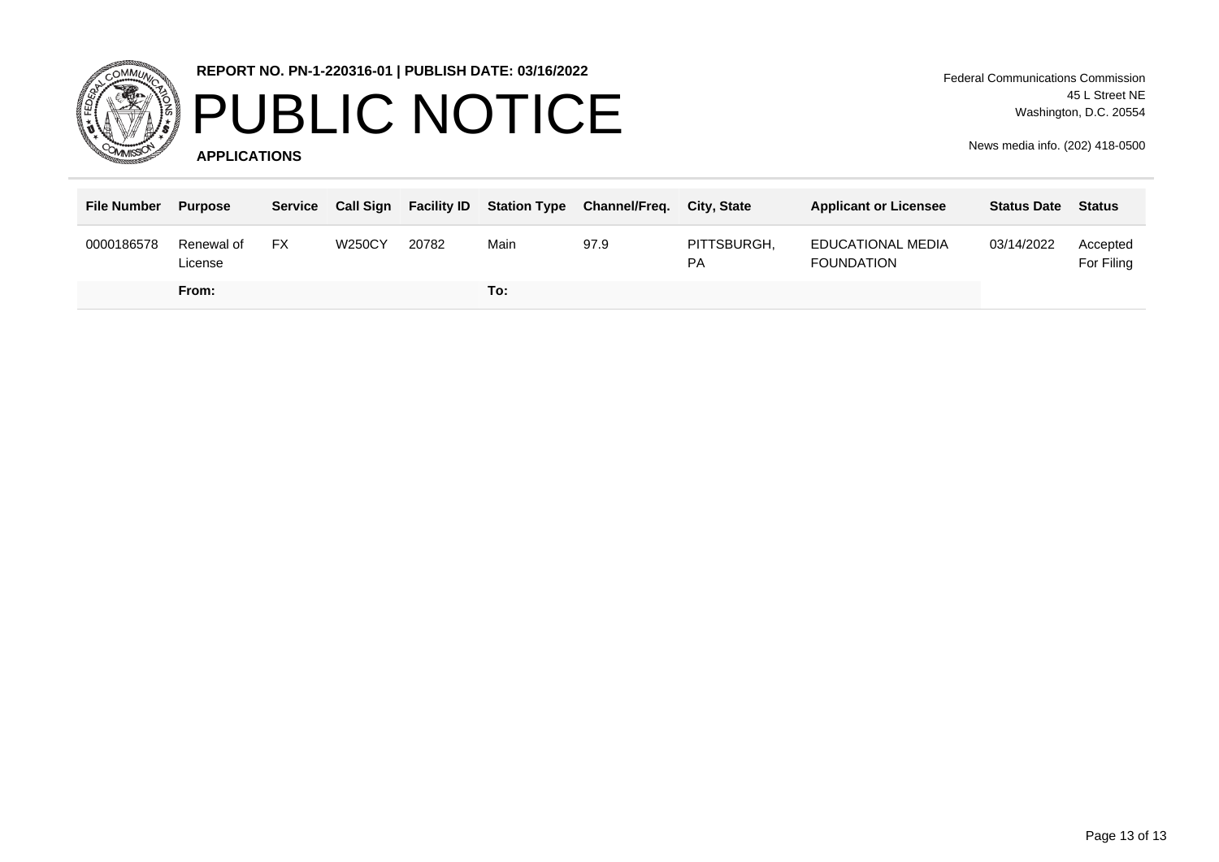**REPORT NO. PN-1-220316-01 | PUBLISH DATE: 03/16/2022**

# PUBLIC NOTICE

**APPLICATIONS**

Federal Communications Commission
45 L Street NE
Washington, D.C. 20554

News media info. (202) 418-0500

| File Number | Purpose | Service | Call Sign | Facility ID | Station Type | Channel/Freq. | City, State | Applicant or Licensee | Status Date | Status |
|---|---|---|---|---|---|---|---|---|---|---|
| 0000186578 | Renewal of License | FX | W250CY | 20782 | Main | 97.9 | PITTSBURGH, PA | EDUCATIONAL MEDIA FOUNDATION | 03/14/2022 | Accepted For Filing |
| | **From:** | | | | **To:** | | | | | |